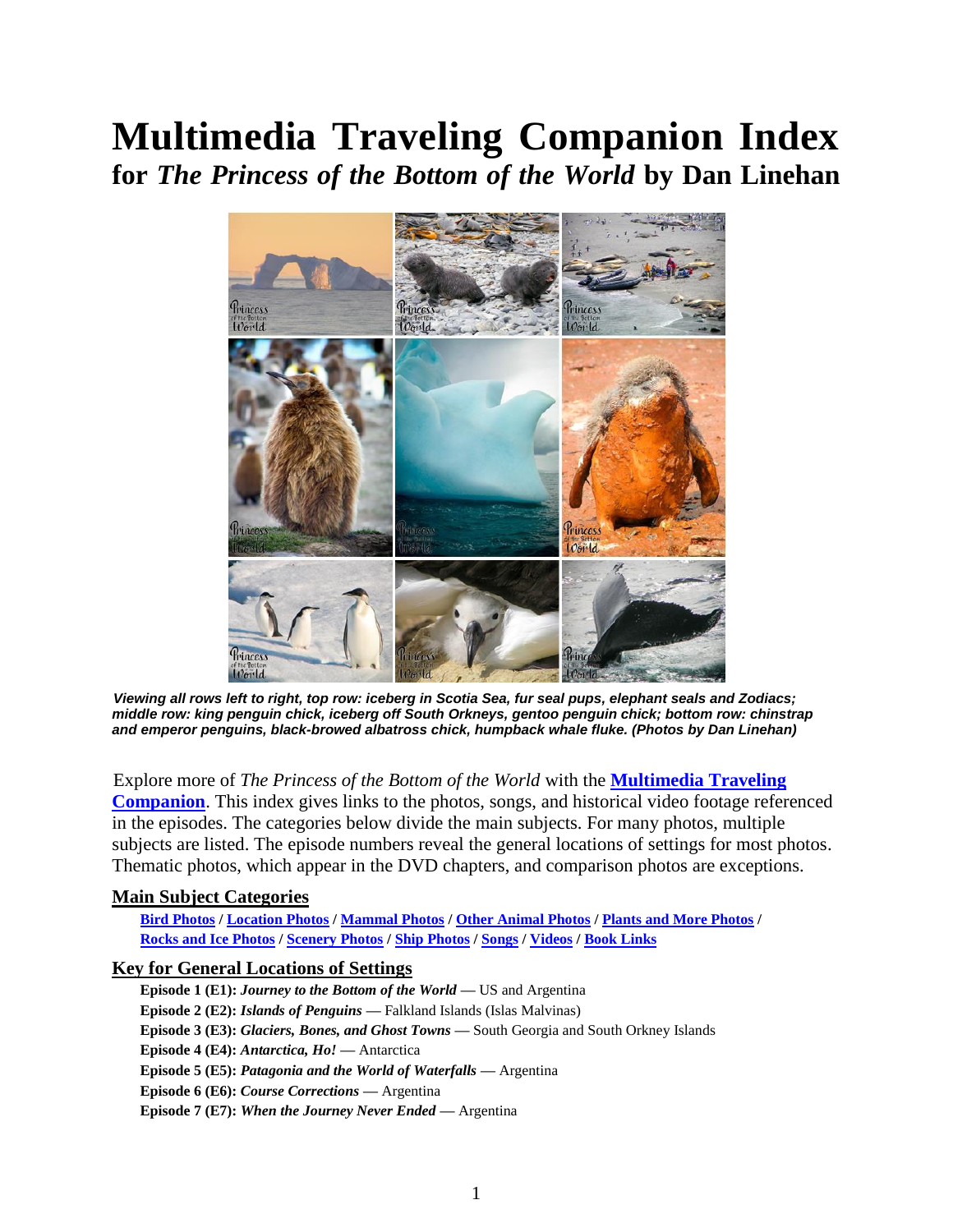# Multimedia Traveling Companion Index

## for *The Princess of the Bottom of the World* by Dan Linehan

***Viewing all rows left to right, top row: iceberg in Scotia Sea, fur seal pups, elephant seals and Zodiacs; middle row: king penguin chick, iceberg off South Orkneys, gentoo penguin chick; bottom row: chinstrap and emperor penguins, black-browed albatross chick, humpback whale fluke. (Photos by Dan Linehan)***

Explore more of *The Princess of the Bottom of the World* with the **Multimedia Traveling Companion**. This index gives links to the photos, songs, and historical video footage referenced in the episodes. The categories below divide the main subjects. For many photos, multiple subjects are listed. The episode numbers reveal the general locations of settings for most photos. Thematic photos, which appear in the DVD chapters, and comparison photos are exceptions.

### Main Subject Categories

**Bird Photos / Location Photos / Mammal Photos / Other Animal Photos / Plants and More Photos / Rocks and Ice Photos / Scenery Photos / Ship Photos / Songs / Videos / Book Links**

### Key for General Locations of Settings

**Episode 1 (E1):** ***Journey to the Bottom of the World*** **—** US and Argentina
**Episode 2 (E2):** ***Islands of Penguins*** **—** Falkland Islands (Islas Malvinas)
**Episode 3 (E3):** ***Glaciers, Bones, and Ghost Towns*** **—** South Georgia and South Orkney Islands
**Episode 4 (E4):** ***Antarctica, Ho!*** **—** Antarctica
**Episode 5 (E5):** ***Patagonia and the World of Waterfalls*** **—** Argentina
**Episode 6 (E6):** ***Course Corrections*** **—** Argentina
**Episode 7 (E7):** ***When the Journey Never Ended*** **—** Argentina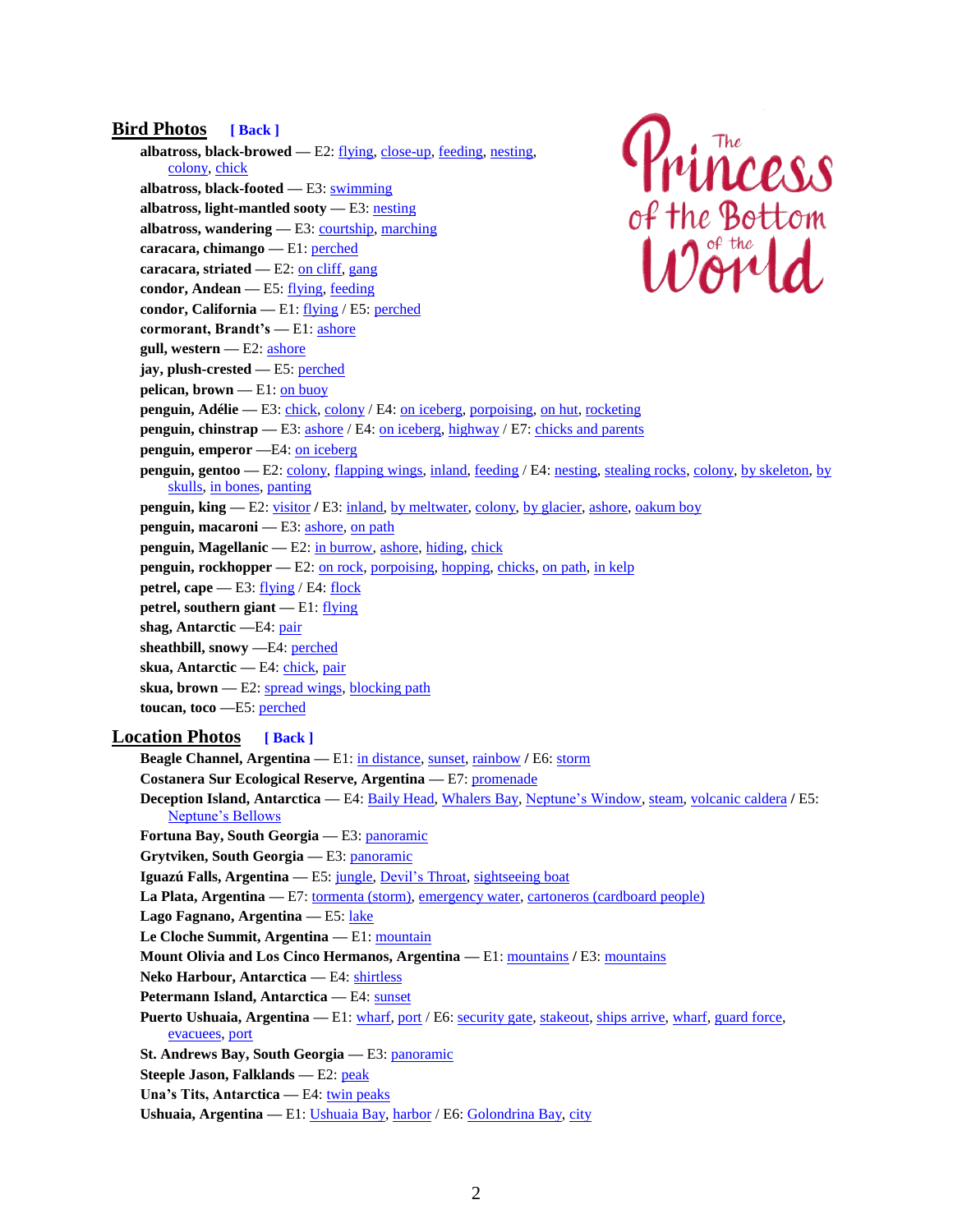## Bird Photos [ Back ]

**albatross, black-browed** — E2: flying, close-up, feeding, nesting, colony, chick
**albatross, black-footed** — E3: swimming
**albatross, light-mantled sooty** — E3: nesting
**albatross, wandering** — E3: courtship, marching
**caracara, chimango** — E1: perched
**caracara, striated** — E2: on cliff, gang
**condor, Andean** — E5: flying, feeding
**condor, California** — E1: flying / E5: perched
**cormorant, Brandt's** — E1: ashore
**gull, western** — E2: ashore
**jay, plush-crested** — E5: perched
**pelican, brown** — E1: on buoy
**penguin, Adélie** — E3: chick, colony / E4: on iceberg, porpoising, on hut, rocketing
**penguin, chinstrap** — E3: ashore / E4: on iceberg, highway / E7: chicks and parents
**penguin, emperor** —E4: on iceberg
**penguin, gentoo** — E2: colony, flapping wings, inland, feeding / E4: nesting, stealing rocks, colony, by skeleton, by skulls, in bones, panting
**penguin, king** — E2: visitor **/** E3: inland, by meltwater, colony, by glacier, ashore, oakum boy
**penguin, macaroni** — E3: ashore, on path
**penguin, Magellanic** — E2: in burrow, ashore, hiding, chick
**penguin, rockhopper** — E2: on rock, porpoising, hopping, chicks, on path, in kelp
**petrel, cape** — E3: flying / E4: flock
**petrel, southern giant** — E1: flying
**shag, Antarctic** —E4: pair
**sheathbill, snowy** —E4: perched
**skua, Antarctic** — E4: chick, pair
**skua, brown** — E2: spread wings, blocking path
**toucan, toco** —E5: perched

## Location Photos [ Back ]

**Beagle Channel, Argentina** — E1: in distance, sunset, rainbow **/** E6: storm
**Costanera Sur Ecological Reserve, Argentina** — E7: promenade
**Deception Island, Antarctica** — E4: Baily Head, Whalers Bay, Neptune's Window, steam, volcanic caldera / E5: Neptune's Bellows
**Fortuna Bay, South Georgia** — E3: panoramic
**Grytviken, South Georgia** — E3: panoramic
**Iguazú Falls, Argentina** — E5: jungle, Devil's Throat, sightseeing boat
**La Plata, Argentina** — E7: tormenta (storm), emergency water, cartoneros (cardboard people)
**Lago Fagnano, Argentina** — E5: lake
**Le Cloche Summit, Argentina** — E1: mountain
**Mount Olivia and Los Cinco Hermanos, Argentina** — E1: mountains **/** E3: mountains
**Neko Harbour, Antarctica** — E4: shirtless
**Petermann Island, Antarctica** — E4: sunset
**Puerto Ushuaia, Argentina** — E1: wharf, port / E6: security gate, stakeout, ships arrive, wharf, guard force, evacuees, port
**St. Andrews Bay, South Georgia** — E3: panoramic
**Steeple Jason, Falklands** — E2: peak
**Una's Tits, Antarctica** — E4: twin peaks
**Ushuaia, Argentina** — E1: Ushuaia Bay, harbor / E6: Golondrina Bay, city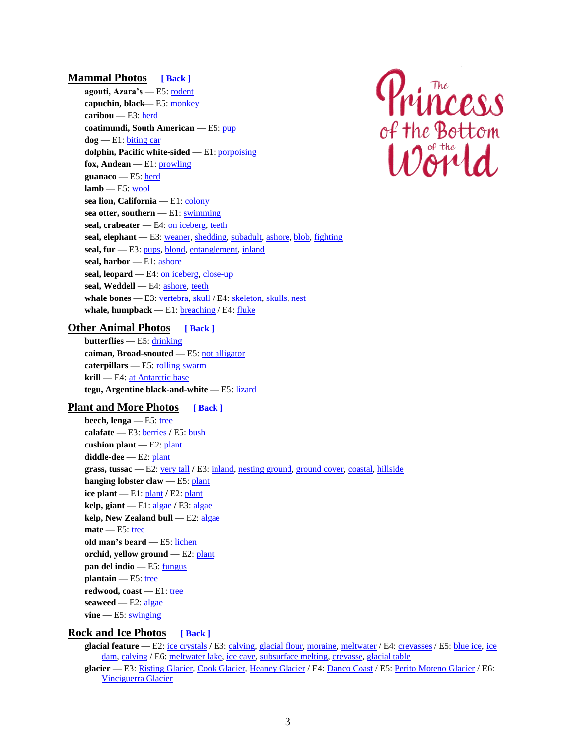## Mammal Photos [ Back ]

**agouti, Azara's** — E5: rodent
**capuchin, black**— E5: monkey
**caribou** — E3: herd
**coatimundi, South American** — E5: pup
**dog** — E1: biting car
**dolphin, Pacific white-sided** — E1: porpoising
**fox, Andean** — E1: prowling
**guanaco** — E5: herd
**lamb** — E5: wool
**sea lion, California** — E1: colony
**sea otter, southern** — E1: swimming
**seal, crabeater** — E4: on iceberg, teeth
**seal, elephant** — E3: weaner, shedding, subadult, ashore, blob, fighting
**seal, fur** — E3: pups, blond, entanglement, inland
**seal, harbor** — E1: ashore
**seal, leopard** — E4: on iceberg, close-up
**seal, Weddell** — E4: ashore, teeth
**whale bones** — E3: vertebra, skull / E4: skeleton, skulls, nest
**whale, humpback** — E1: breaching / E4: fluke

## Other Animal Photos [ Back ]

**butterflies** — E5: drinking
**caiman, Broad-snouted** — E5: not alligator
**caterpillars** — E5: rolling swarm
**krill** — E4: at Antarctic base
**tegu, Argentine black-and-white** — E5: lizard

## Plant and More Photos [ Back ]

**beech, lenga** — E5: tree
**calafate** — E3: berries **/** E5: bush
**cushion plant** — E2: plant
**diddle-dee** — E2: plant
**grass, tussac** — E2: very tall **/** E3: inland, nesting ground, ground cover, coastal, hillside
**hanging lobster claw** — E5: plant
**ice plant** — E1: plant / E2: plant
**kelp, giant** — E1: algae **/** E3: algae
**kelp, New Zealand bull** — E2: algae
**mate** — E5: tree
**old man's beard** — E5: lichen
**orchid, yellow ground** — E2: plant
**pan del indio** — E5: fungus
**plantain** — E5: tree
**redwood, coast** — E1: tree
**seaweed** — E2: algae
**vine** — E5: swinging

## Rock and Ice Photos [ Back ]

**glacial feature** — E2: ice crystals **/** E3: calving, glacial flour, moraine, meltwater / E4: crevasses / E5: blue ice, ice dam, calving / E6: meltwater lake, ice cave, subsurface melting, crevasse, glacial table
**glacier** — E3: Risting Glacier, Cook Glacier, Heaney Glacier / E4: Danco Coast / E5: Perito Moreno Glacier / E6: Vinciguerra Glacier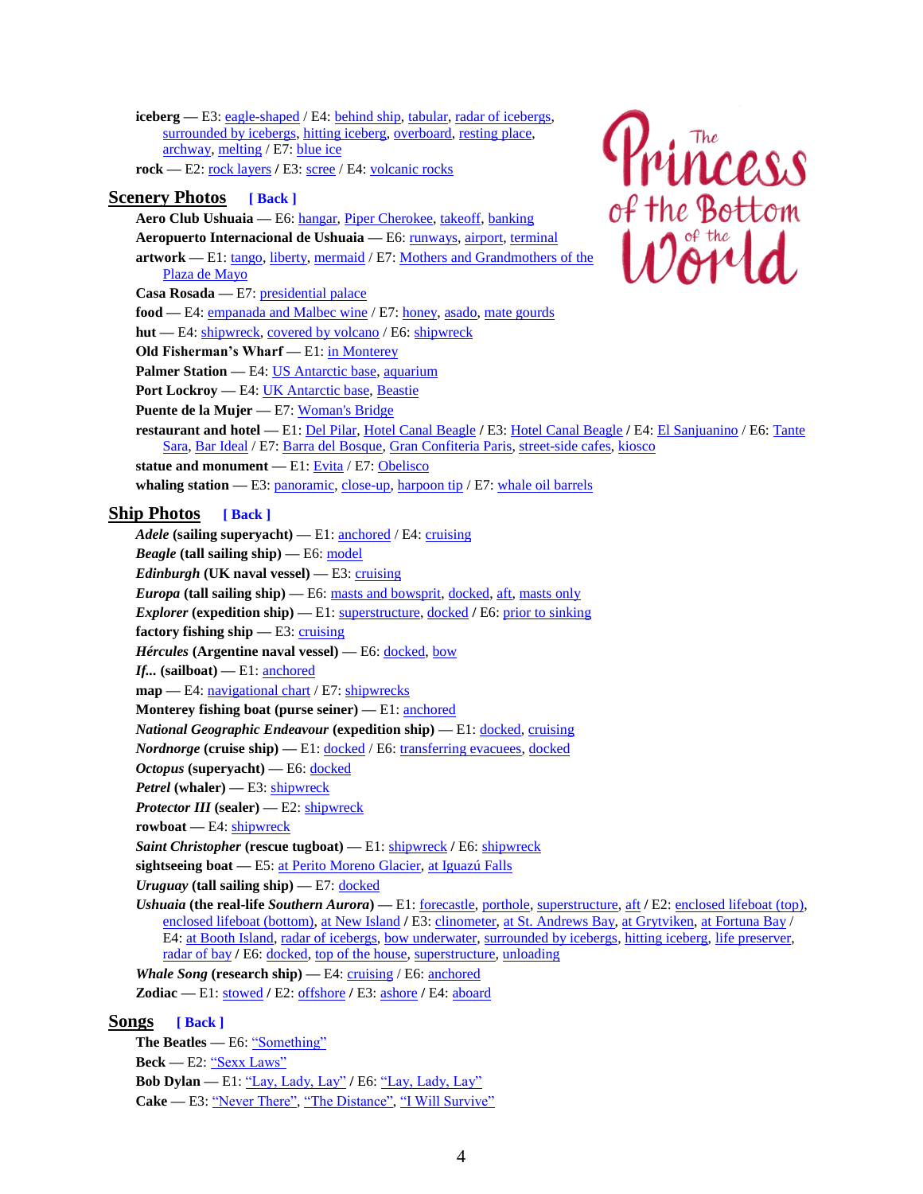**iceberg** — E3: eagle-shaped / E4: behind ship, tabular, radar of icebergs, surrounded by icebergs, hitting iceberg, overboard, resting place, archway, melting / E7: blue ice

**rock** — E2: rock layers / E3: scree / E4: volcanic rocks

## Scenery Photos [ Back ]

**Aero Club Ushuaia** — E6: hangar, Piper Cherokee, takeoff, banking

**Aeropuerto Internacional de Ushuaia** — E6: runways, airport, terminal

**artwork** — E1: tango, liberty, mermaid / E7: Mothers and Grandmothers of the Plaza de Mayo

**Casa Rosada** — E7: presidential palace

**food** — E4: empanada and Malbec wine / E7: honey, asado, mate gourds

**hut** — E4: shipwreck, covered by volcano / E6: shipwreck

**Old Fisherman's Wharf** — E1: in Monterey

**Palmer Station** — E4: US Antarctic base, aquarium

**Port Lockroy** — E4: UK Antarctic base, Beastie

**Puente de la Mujer** — E7: Woman's Bridge

**restaurant and hotel** — E1: Del Pilar, Hotel Canal Beagle / E3: Hotel Canal Beagle / E4: El Sanjuanino / E6: Tante Sara, Bar Ideal / E7: Barra del Bosque, Gran Confiteria Paris, street-side cafes, kiosco

**statue and monument** — E1: Evita / E7: Obelisco

**whaling station** — E3: panoramic, close-up, harpoon tip / E7: whale oil barrels

## Ship Photos [ Back ]

***Adele* (sailing superyacht)** — E1: anchored / E4: cruising

***Beagle* (tall sailing ship)** — E6: model

***Edinburgh* (UK naval vessel)** — E3: cruising

***Europa* (tall sailing ship)** — E6: masts and bowsprit, docked, aft, masts only

***Explorer* (expedition ship)** — E1: superstructure, docked / E6: prior to sinking

**factory fishing ship** — E3: cruising

***Hércules* (Argentine naval vessel)** — E6: docked, bow

***If...* (sailboat)** — E1: anchored

**map** — E4: navigational chart / E7: shipwrecks

**Monterey fishing boat (purse seiner)** — E1: anchored

***National Geographic Endeavour* (expedition ship)** — E1: docked, cruising

***Nordnorge* (cruise ship)** — E1: docked / E6: transferring evacuees, docked

***Octopus* (superyacht)** — E6: docked

***Petrel* (whaler)** — E3: shipwreck

***Protector III* (sealer)** — E2: shipwreck

**rowboat** — E4: shipwreck

***Saint Christopher* (rescue tugboat)** — E1: shipwreck / E6: shipwreck

**sightseeing boat** — E5: at Perito Moreno Glacier, at Iguazú Falls

***Uruguay* (tall sailing ship)** — E7: docked

***Ushuaia* (the real-life *Southern Aurora*)** — E1: forecastle, porthole, superstructure, aft / E2: enclosed lifeboat (top), enclosed lifeboat (bottom), at New Island / E3: clinometer, at St. Andrews Bay, at Grytviken, at Fortuna Bay / E4: at Booth Island, radar of icebergs, bow underwater, surrounded by icebergs, hitting iceberg, life preserver, radar of bay / E6: docked, top of the house, superstructure, unloading

***Whale Song* (research ship)** — E4: cruising / E6: anchored

**Zodiac** — E1: stowed / E2: offshore / E3: ashore / E4: aboard

## Songs [ Back ]

**The Beatles** — E6: "Something"

**Beck** — E2: "Sexx Laws"

**Bob Dylan** — E1: "Lay, Lady, Lay" / E6: "Lay, Lady, Lay"

**Cake** — E3: "Never There", "The Distance", "I Will Survive"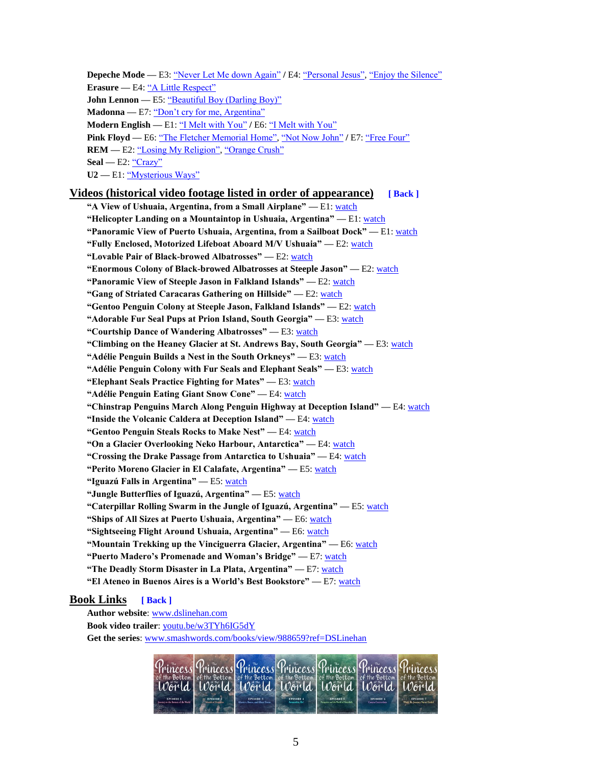**Depeche Mode** — E3: "Never Let Me down Again" / E4: "Personal Jesus", "Enjoy the Silence"
**Erasure** — E4: "A Little Respect"
**John Lennon** — E5: "Beautiful Boy (Darling Boy)"
**Madonna** — E7: "Don't cry for me, Argentina"
**Modern English** — E1: "I Melt with You" / E6: "I Melt with You"
**Pink Floyd** — E6: "The Fletcher Memorial Home", "Not Now John" / E7: "Free Four"
**REM** — E2: "Losing My Religion", "Orange Crush"
**Seal** — E2: "Crazy"
**U2** — E1: "Mysterious Ways"

## Videos (historical video footage listed in order of appearance) [ Back ]

**"A View of Ushuaia, Argentina, from a Small Airplane"** — E1: watch
**"Helicopter Landing on a Mountaintop in Ushuaia, Argentina"** — E1: watch
**"Panoramic View of Puerto Ushuaia, Argentina, from a Sailboat Dock"** — E1: watch
**"Fully Enclosed, Motorized Lifeboat Aboard M/V Ushuaia"** — E2: watch
**"Lovable Pair of Black-browed Albatrosses"** — E2: watch
**"Enormous Colony of Black-browed Albatrosses at Steeple Jason"** — E2: watch
**"Panoramic View of Steeple Jason in Falkland Islands"** — E2: watch
**"Gang of Striated Caracaras Gathering on Hillside"** — E2: watch
**"Gentoo Penguin Colony at Steeple Jason, Falkland Islands"** — E2: watch
**"Adorable Fur Seal Pups at Prion Island, South Georgia"** — E3: watch
**"Courtship Dance of Wandering Albatrosses"** — E3: watch
**"Climbing on the Heaney Glacier at St. Andrews Bay, South Georgia"** — E3: watch
**"Adélie Penguin Builds a Nest in the South Orkneys"** — E3: watch
**"Adélie Penguin Colony with Fur Seals and Elephant Seals"** — E3: watch
**"Elephant Seals Practice Fighting for Mates"** — E3: watch
**"Adélie Penguin Eating Giant Snow Cone"** — E4: watch
**"Chinstrap Penguins March Along Penguin Highway at Deception Island"** — E4: watch
**"Inside the Volcanic Caldera at Deception Island"** — E4: watch
**"Gentoo Penguin Steals Rocks to Make Nest"** — E4: watch
**"On a Glacier Overlooking Neko Harbour, Antarctica"** — E4: watch
**"Crossing the Drake Passage from Antarctica to Ushuaia"** — E4: watch
**"Perito Moreno Glacier in El Calafate, Argentina"** — E5: watch
**"Iguazú Falls in Argentina"** — E5: watch
**"Jungle Butterflies of Iguazú, Argentina"** — E5: watch
**"Caterpillar Rolling Swarm in the Jungle of Iguazú, Argentina"** — E5: watch
**"Ships of All Sizes at Puerto Ushuaia, Argentina"** — E6: watch
**"Sightseeing Flight Around Ushuaia, Argentina"** — E6: watch
**"Mountain Trekking up the Vinciguerra Glacier, Argentina"** — E6: watch
**"Puerto Madero's Promenade and Woman's Bridge"** — E7: watch
**"The Deadly Storm Disaster in La Plata, Argentina"** — E7: watch
**"El Ateneo in Buenos Aires is a World's Best Bookstore"** — E7: watch

## Book Links [ Back ]

**Author website**: www.dslinehan.com
**Book video trailer**: youtu.be/w3TYh6IG5dY
**Get the series**: www.smashwords.com/books/view/988659?ref=DSLinehan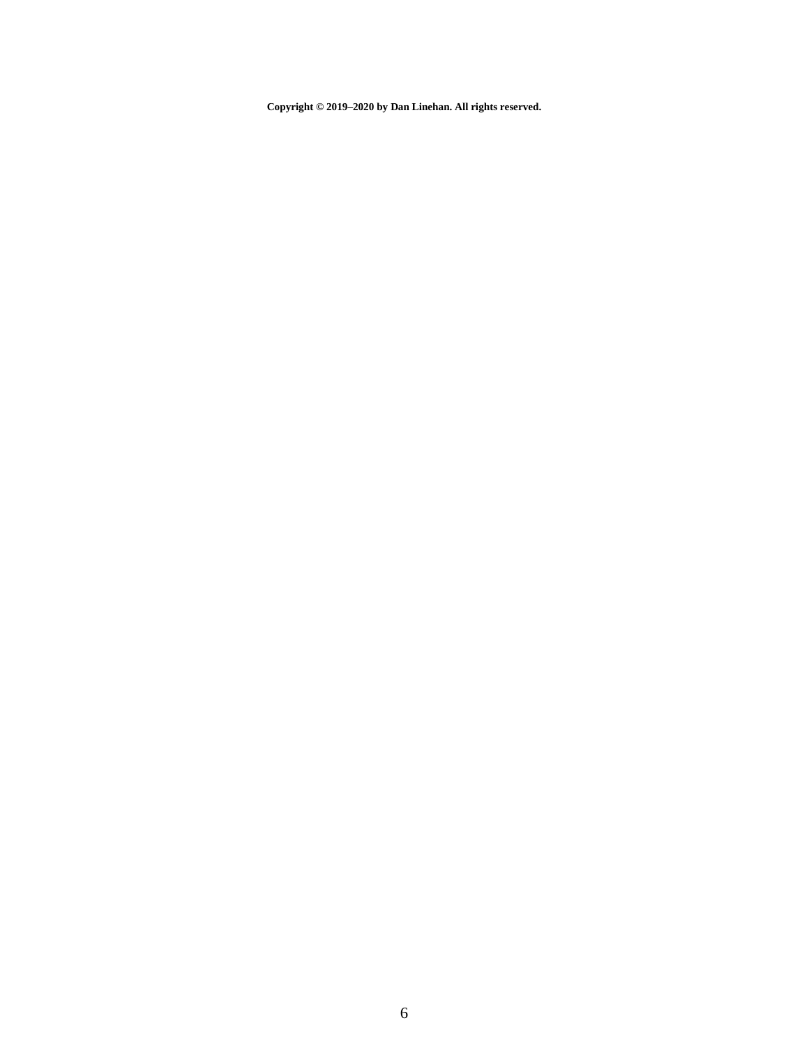**Copyright © 2019–2020 by Dan Linehan. All rights reserved.**